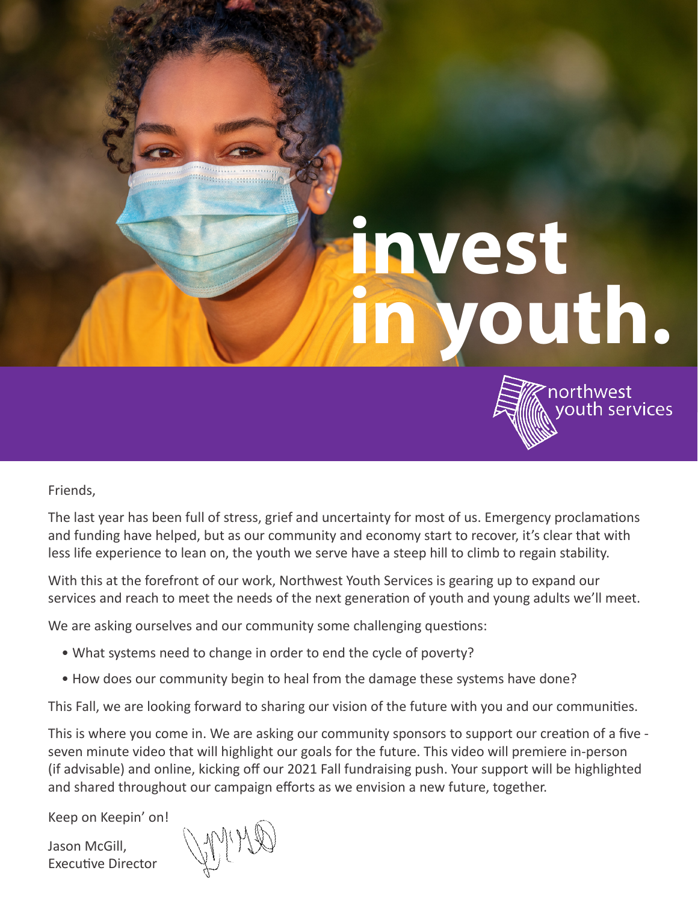# invest in youth.

northwest youth services

Friends,

The last year has been full of stress, grief and uncertainty for most of us. Emergency proclamations and funding have helped, but as our community and economy start to recover, it's clear that with less life experience to lean on, the youth we serve have a steep hill to climb to regain stability.

With this at the forefront of our work, Northwest Youth Services is gearing up to expand our services and reach to meet the needs of the next generation of youth and young adults we'll meet.

We are asking ourselves and our community some challenging questions:

- What systems need to change in order to end the cycle of poverty?
- How does our community begin to heal from the damage these systems have done?

This Fall, we are looking forward to sharing our vision of the future with you and our communities.

This is where you come in. We are asking our community sponsors to support our creation of a five - seven minute video that will highlight our goals for the future. This video will premiere in-person (if advisable) and online, kicking off our 2021 Fall fundraising push. Your support will be highlighted and shared throughout our campaign efforts as we envision a new future, together.

Keep on Keepin' on!

Jason McGill,
Executive Director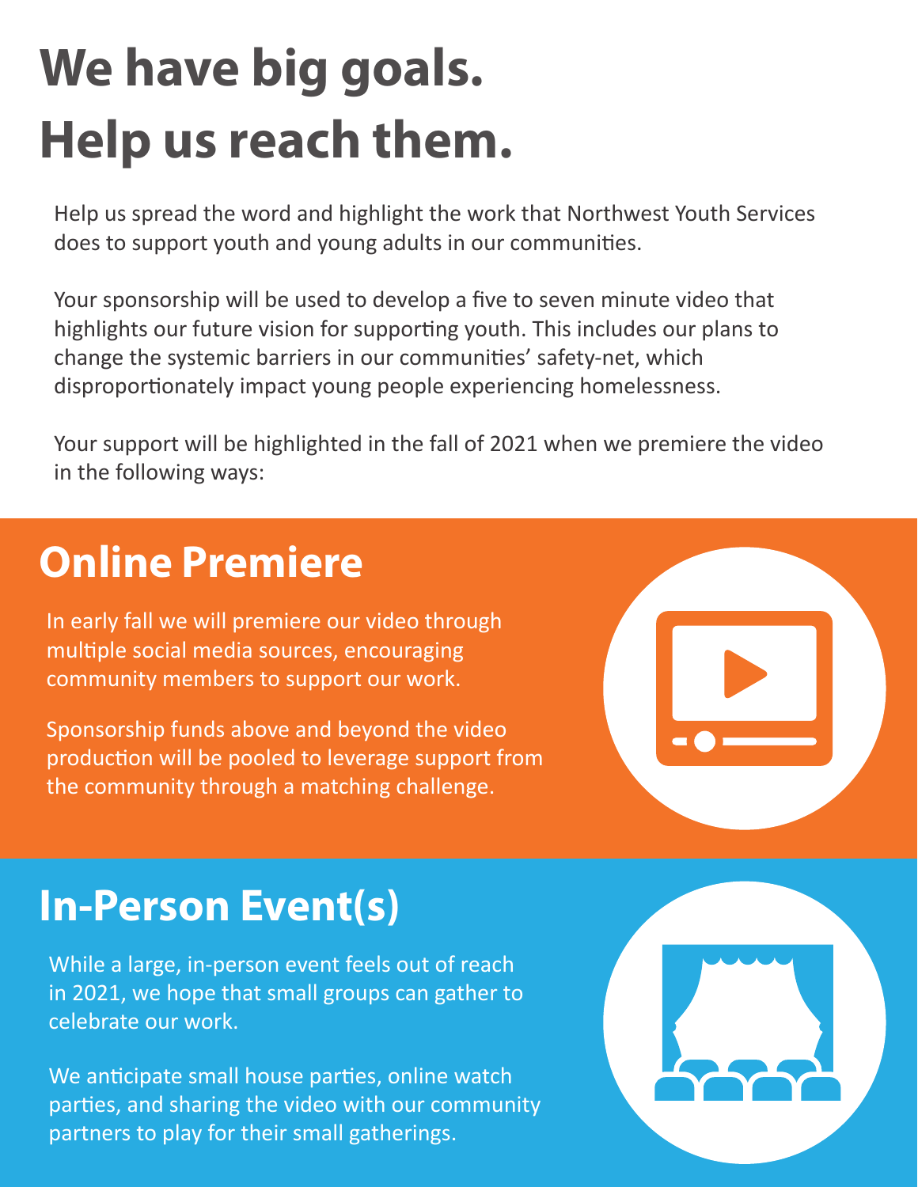# We have big goals. Help us reach them.

Help us spread the word and highlight the work that Northwest Youth Services does to support youth and young adults in our communities.

Your sponsorship will be used to develop a five to seven minute video that highlights our future vision for supporting youth. This includes our plans to change the systemic barriers in our communities' safety-net, which disproportionately impact young people experiencing homelessness.

Your support will be highlighted in the fall of 2021 when we premiere the video in the following ways:

## Online Premiere

In early fall we will premiere our video through multiple social media sources, encouraging community members to support our work.

Sponsorship funds above and beyond the video production will be pooled to leverage support from the community through a matching challenge.

## In-Person Event(s)

While a large, in-person event feels out of reach in 2021, we hope that small groups can gather to celebrate our work.

We anticipate small house parties, online watch parties, and sharing the video with our community partners to play for their small gatherings.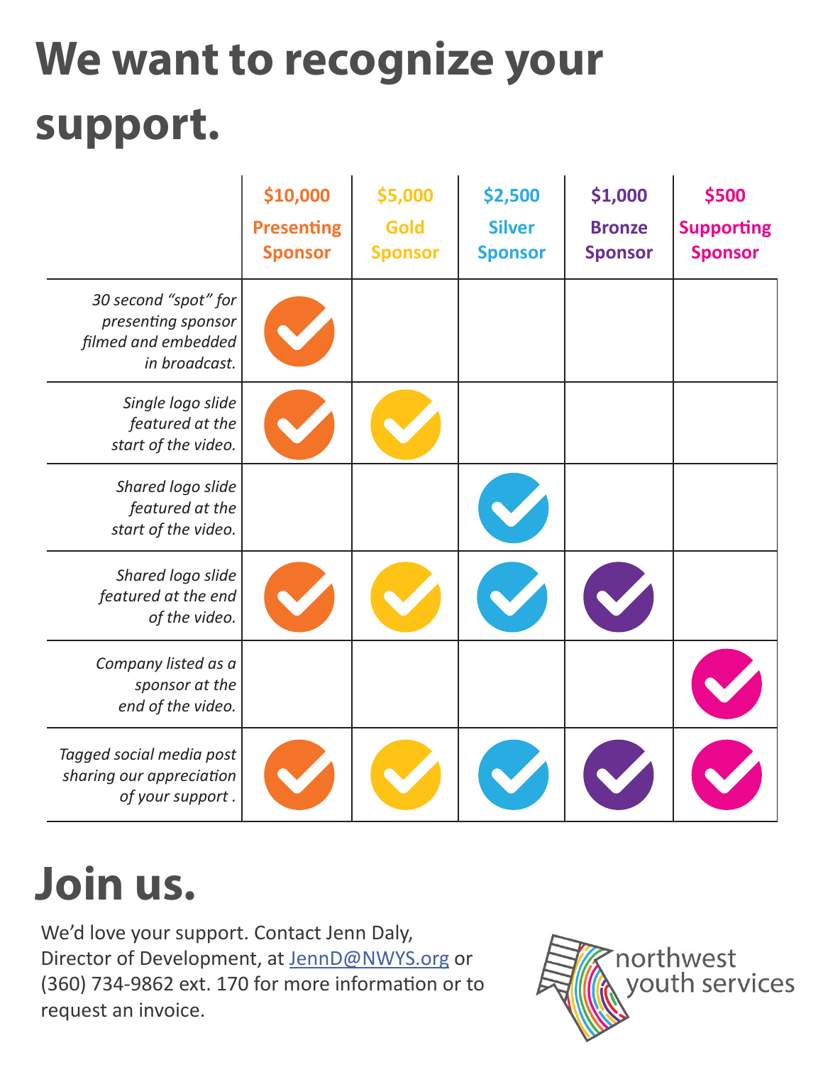# We want to recognize your support.

| | $10,000 Presenting Sponsor | $5,000 Gold Sponsor | $2,500 Silver Sponsor | $1,000 Bronze Sponsor | $500 Supporting Sponsor |
|---|---|---|---|---|---|
| *30 second "spot" for presenting sponsor filmed and embedded in broadcast.* | ✓ | | | | |
| *Single logo slide featured at the start of the video.* | ✓ | ✓ | | | |
| *Shared logo slide featured at the start of the video.* | | | ✓ | | |
| *Shared logo slide featured at the end of the video.* | ✓ | ✓ | ✓ | ✓ | |
| *Company listed as a sponsor at the end of the video.* | | | | | ✓ |
| *Tagged social media post sharing our appreciation of your support .* | ✓ | ✓ | ✓ | ✓ | ✓ |

# Join us.

We'd love your support. Contact Jenn Daly, Director of Development, at JennD@NWYS.org or (360) 734-9862 ext. 170 for more information or to request an invoice.

northwest youth services